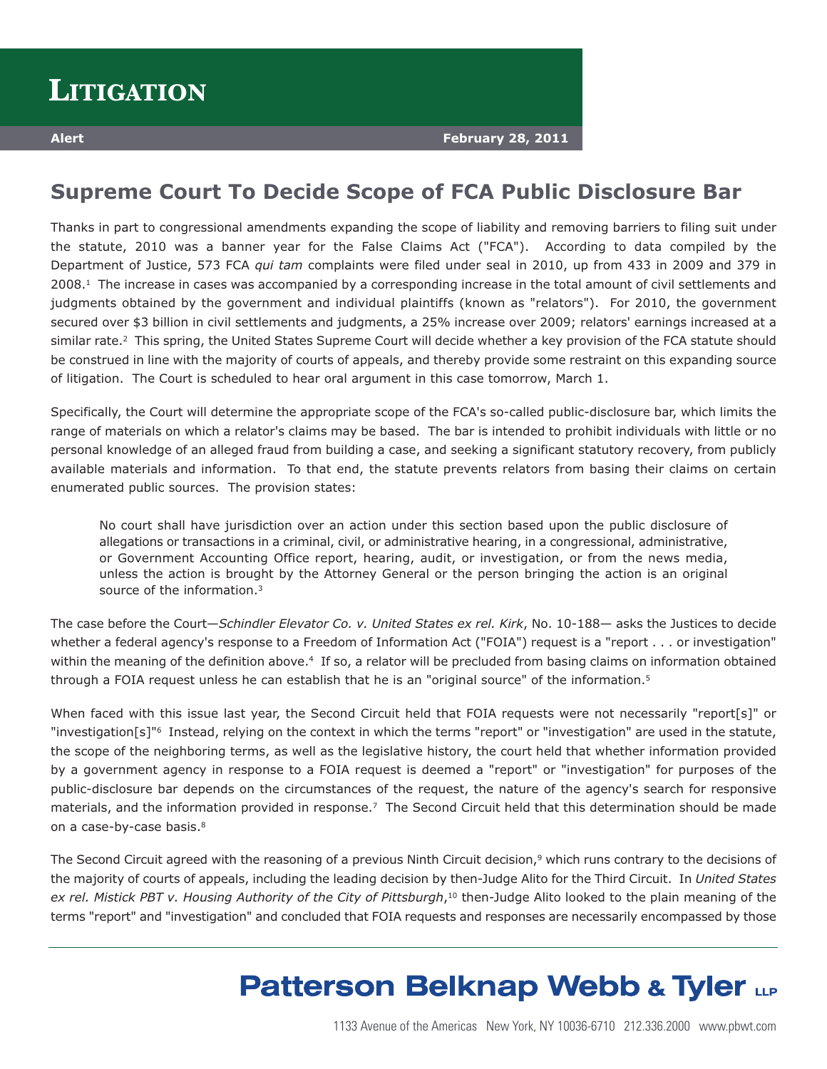# Litigation

**Alert** **February 28, 2011**

## Supreme Court To Decide Scope of FCA Public Disclosure Bar

Thanks in part to congressional amendments expanding the scope of liability and removing barriers to filing suit under the statute, 2010 was a banner year for the False Claims Act ("FCA"). According to data compiled by the Department of Justice, 573 FCA *qui tam* complaints were filed under seal in 2010, up from 433 in 2009 and 379 in 2008.[1] The increase in cases was accompanied by a corresponding increase in the total amount of civil settlements and judgments obtained by the government and individual plaintiffs (known as "relators"). For 2010, the government secured over $3 billion in civil settlements and judgments, a 25% increase over 2009; relators' earnings increased at a similar rate.[2] This spring, the United States Supreme Court will decide whether a key provision of the FCA statute should be construed in line with the majority of courts of appeals, and thereby provide some restraint on this expanding source of litigation. The Court is scheduled to hear oral argument in this case tomorrow, March 1.

Specifically, the Court will determine the appropriate scope of the FCA's so-called public-disclosure bar, which limits the range of materials on which a relator's claims may be based. The bar is intended to prohibit individuals with little or no personal knowledge of an alleged fraud from building a case, and seeking a significant statutory recovery, from publicly available materials and information. To that end, the statute prevents relators from basing their claims on certain enumerated public sources. The provision states:

> No court shall have jurisdiction over an action under this section based upon the public disclosure of allegations or transactions in a criminal, civil, or administrative hearing, in a congressional, administrative, or Government Accounting Office report, hearing, audit, or investigation, or from the news media, unless the action is brought by the Attorney General or the person bringing the action is an original source of the information.[3]

The case before the Court—*Schindler Elevator Co. v. United States ex rel. Kirk*, No. 10-188— asks the Justices to decide whether a federal agency's response to a Freedom of Information Act ("FOIA") request is a "report . . . or investigation" within the meaning of the definition above.[4] If so, a relator will be precluded from basing claims on information obtained through a FOIA request unless he can establish that he is an "original source" of the information.[5]

When faced with this issue last year, the Second Circuit held that FOIA requests were not necessarily "report[s]" or "investigation[s]"[6] Instead, relying on the context in which the terms "report" or "investigation" are used in the statute, the scope of the neighboring terms, as well as the legislative history, the court held that whether information provided by a government agency in response to a FOIA request is deemed a "report" or "investigation" for purposes of the public-disclosure bar depends on the circumstances of the request, the nature of the agency's search for responsive materials, and the information provided in response.[7] The Second Circuit held that this determination should be made on a case-by-case basis.[8]

The Second Circuit agreed with the reasoning of a previous Ninth Circuit decision,[9] which runs contrary to the decisions of the majority of courts of appeals, including the leading decision by then-Judge Alito for the Third Circuit. In *United States ex rel. Mistick PBT v. Housing Authority of the City of Pittsburgh*,[10] then-Judge Alito looked to the plain meaning of the terms "report" and "investigation" and concluded that FOIA requests and responses are necessarily encompassed by those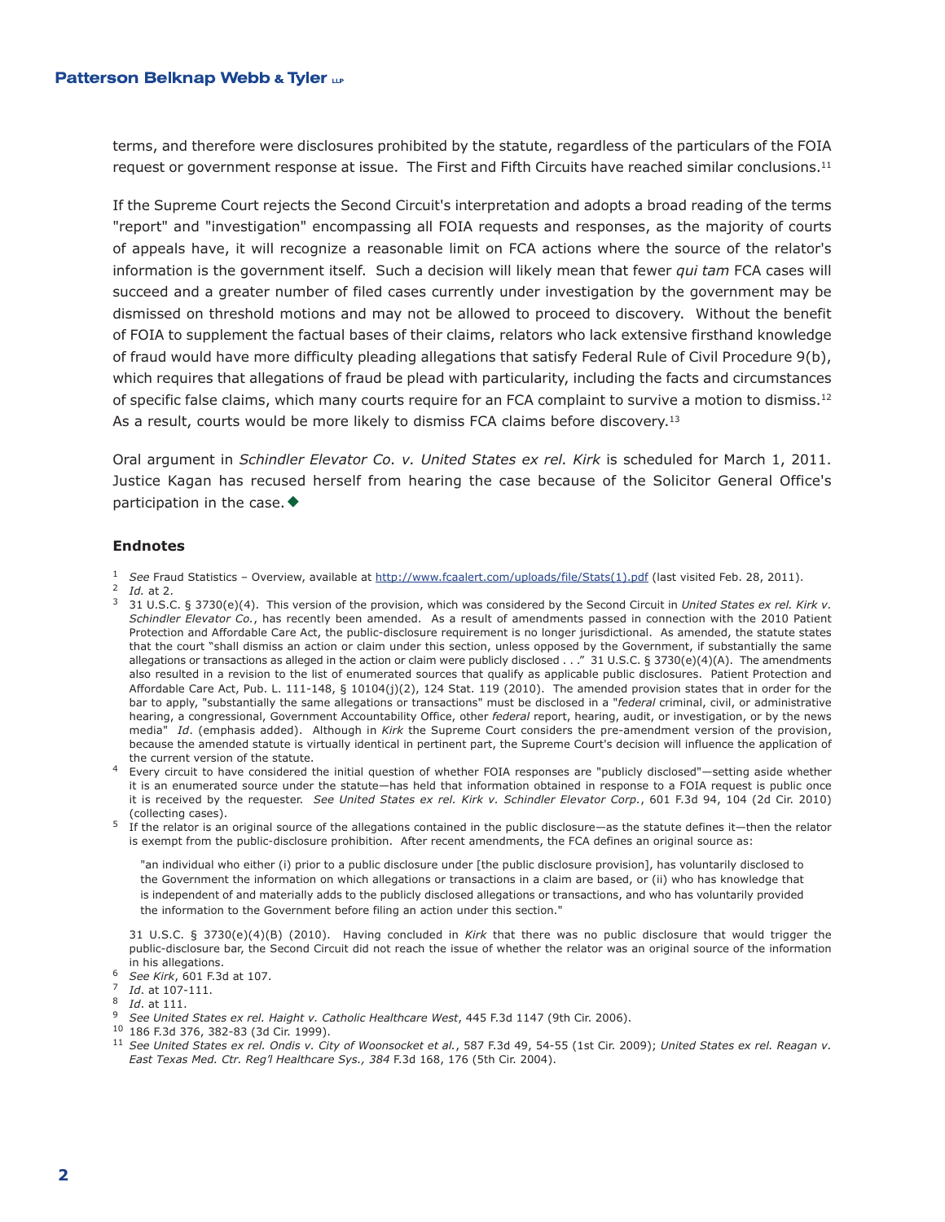terms, and therefore were disclosures prohibited by the statute, regardless of the particulars of the FOIA request or government response at issue. The First and Fifth Circuits have reached similar conclusions.[11]

If the Supreme Court rejects the Second Circuit's interpretation and adopts a broad reading of the terms "report" and "investigation" encompassing all FOIA requests and responses, as the majority of courts of appeals have, it will recognize a reasonable limit on FCA actions where the source of the relator's information is the government itself. Such a decision will likely mean that fewer *qui tam* FCA cases will succeed and a greater number of filed cases currently under investigation by the government may be dismissed on threshold motions and may not be allowed to proceed to discovery. Without the benefit of FOIA to supplement the factual bases of their claims, relators who lack extensive firsthand knowledge of fraud would have more difficulty pleading allegations that satisfy Federal Rule of Civil Procedure 9(b), which requires that allegations of fraud be plead with particularity, including the facts and circumstances of specific false claims, which many courts require for an FCA complaint to survive a motion to dismiss.[12] As a result, courts would be more likely to dismiss FCA claims before discovery.[13]

Oral argument in *Schindler Elevator Co. v. United States ex rel. Kirk* is scheduled for March 1, 2011. Justice Kagan has recused herself from hearing the case because of the Solicitor General Office's participation in the case. ◆

### Endnotes

1. *See* Fraud Statistics – Overview, available at http://www.fcaalert.com/uploads/file/Stats(1).pdf (last visited Feb. 28, 2011).
2. *Id.* at 2.
3. 31 U.S.C. § 3730(e)(4). This version of the provision, which was considered by the Second Circuit in *United States ex rel. Kirk v. Schindler Elevator Co.*, has recently been amended. As a result of amendments passed in connection with the 2010 Patient Protection and Affordable Care Act, the public-disclosure requirement is no longer jurisdictional. As amended, the statute states that the court "shall dismiss an action or claim under this section, unless opposed by the Government, if substantially the same allegations or transactions as alleged in the action or claim were publicly disclosed . . ." 31 U.S.C. § 3730(e)(4)(A). The amendments also resulted in a revision to the list of enumerated sources that qualify as applicable public disclosures. Patient Protection and Affordable Care Act, Pub. L. 111-148, § 10104(j)(2), 124 Stat. 119 (2010). The amended provision states that in order for the bar to apply, "substantially the same allegations or transactions" must be disclosed in a "*federal* criminal, civil, or administrative hearing, a congressional, Government Accountability Office, other *federal* report, hearing, audit, or investigation, or by the news media" *Id*. (emphasis added). Although in *Kirk* the Supreme Court considers the pre-amendment version of the provision, because the amended statute is virtually identical in pertinent part, the Supreme Court's decision will influence the application of the current version of the statute.
4. Every circuit to have considered the initial question of whether FOIA responses are "publicly disclosed"—setting aside whether it is an enumerated source under the statute—has held that information obtained in response to a FOIA request is public once it is received by the requester. *See United States ex rel. Kirk v. Schindler Elevator Corp.*, 601 F.3d 94, 104 (2d Cir. 2010) (collecting cases).
5. If the relator is an original source of the allegations contained in the public disclosure—as the statute defines it—then the relator is exempt from the public-disclosure prohibition. After recent amendments, the FCA defines an original source as:

   > "an individual who either (i) prior to a public disclosure under [the public disclosure provision], has voluntarily disclosed to the Government the information on which allegations or transactions in a claim are based, or (ii) who has knowledge that is independent of and materially adds to the publicly disclosed allegations or transactions, and who has voluntarily provided the information to the Government before filing an action under this section."

   31 U.S.C. § 3730(e)(4)(B) (2010). Having concluded in *Kirk* that there was no public disclosure that would trigger the public-disclosure bar, the Second Circuit did not reach the issue of whether the relator was an original source of the information in his allegations.
6. *See Kirk*, 601 F.3d at 107.
7. *Id*. at 107-111.
8. *Id*. at 111.
9. *See United States ex rel. Haight v. Catholic Healthcare West*, 445 F.3d 1147 (9th Cir. 2006).
10. 186 F.3d 376, 382-83 (3d Cir. 1999).
11. *See United States ex rel. Ondis v. City of Woonsocket et al.*, 587 F.3d 49, 54-55 (1st Cir. 2009); *United States ex rel. Reagan v. East Texas Med. Ctr. Reg'l Healthcare Sys., 384* F.3d 168, 176 (5th Cir. 2004).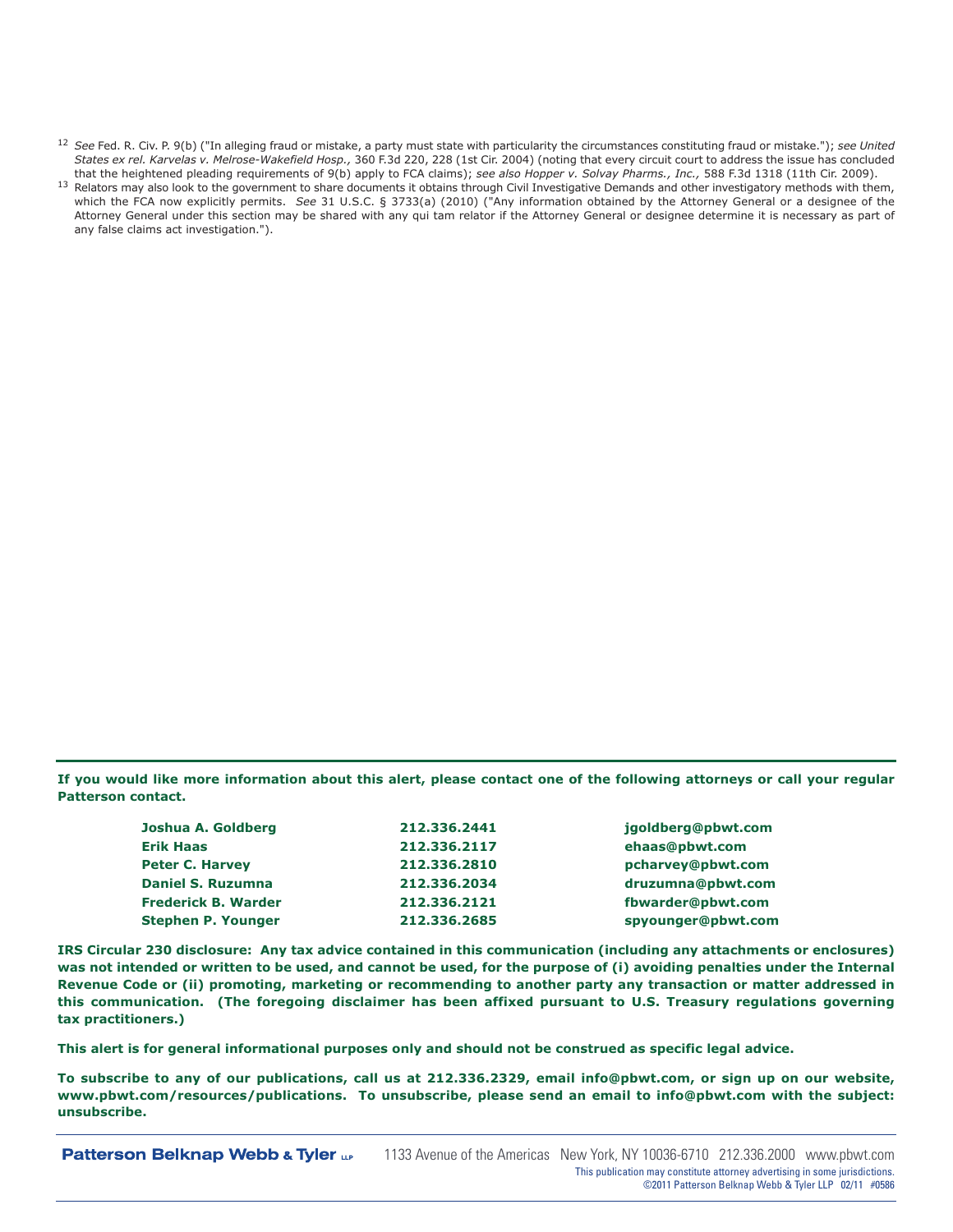[12] *See* Fed. R. Civ. P. 9(b) ("In alleging fraud or mistake, a party must state with particularity the circumstances constituting fraud or mistake."); *see United States ex rel. Karvelas v. Melrose-Wakefield Hosp.,* 360 F.3d 220, 228 (1st Cir. 2004) (noting that every circuit court to address the issue has concluded that the heightened pleading requirements of 9(b) apply to FCA claims); *see also Hopper v. Solvay Pharms., Inc.,* 588 F.3d 1318 (11th Cir. 2009).

[13] Relators may also look to the government to share documents it obtains through Civil Investigative Demands and other investigatory methods with them, which the FCA now explicitly permits. *See* 31 U.S.C. § 3733(a) (2010) ("Any information obtained by the Attorney General or a designee of the Attorney General under this section may be shared with any qui tam relator if the Attorney General or designee determine it is necessary as part of any false claims act investigation.").

---

**If you would like more information about this alert, please contact one of the following attorneys or call your regular Patterson contact.**

| | | |
|---|---|---|
| **Joshua A. Goldberg** | **212.336.2441** | **jgoldberg@pbwt.com** |
| **Erik Haas** | **212.336.2117** | **ehaas@pbwt.com** |
| **Peter C. Harvey** | **212.336.2810** | **pcharvey@pbwt.com** |
| **Daniel S. Ruzumna** | **212.336.2034** | **druzumna@pbwt.com** |
| **Frederick B. Warder** | **212.336.2121** | **fbwarder@pbwt.com** |
| **Stephen P. Younger** | **212.336.2685** | **spyounger@pbwt.com** |

**IRS Circular 230 disclosure: Any tax advice contained in this communication (including any attachments or enclosures) was not intended or written to be used, and cannot be used, for the purpose of (i) avoiding penalties under the Internal Revenue Code or (ii) promoting, marketing or recommending to another party any transaction or matter addressed in this communication. (The foregoing disclaimer has been affixed pursuant to U.S. Treasury regulations governing tax practitioners.)**

**This alert is for general informational purposes only and should not be construed as specific legal advice.**

**To subscribe to any of our publications, call us at 212.336.2329, email info@pbwt.com, or sign up on our website, www.pbwt.com/resources/publications. To unsubscribe, please send an email to info@pbwt.com with the subject: unsubscribe.**

---

**Patterson Belknap Webb & Tyler LLP** 1133 Avenue of the Americas New York, NY 10036-6710 212.336.2000 www.pbwt.com

This publication may constitute attorney advertising in some jurisdictions.

©2011 Patterson Belknap Webb & Tyler LLP 02/11 #0586